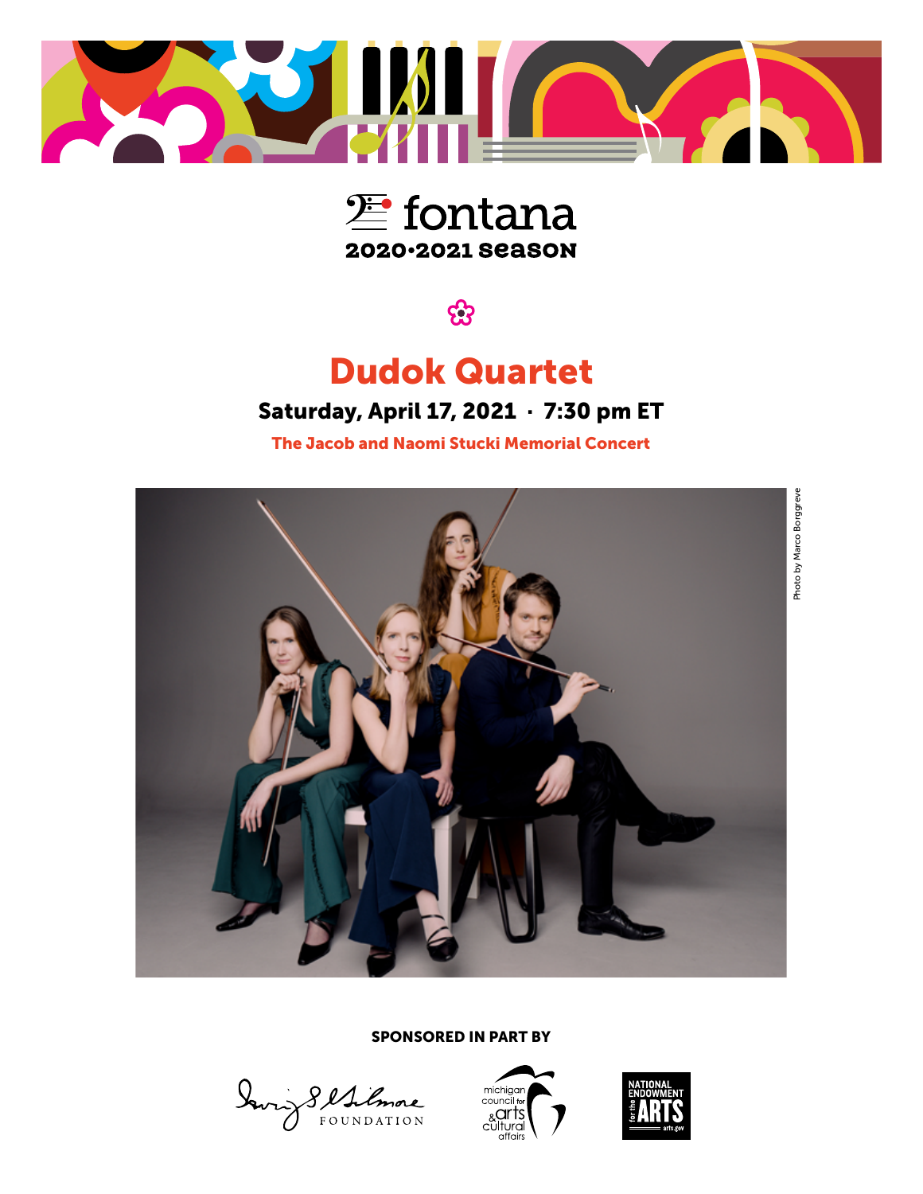fontana
**2020•2021 season**

# Dudok Quartet

## Saturday, April 17, 2021 · 7:30 pm ET

**The Jacob and Naomi Stucki Memorial Concert**

Photo by Marco Borggreve

**SPONSORED IN PART BY**

Irving S. Gilmore Foundation

michigan council for arts & cultural affairs

National Endowment for the Arts
arts.gov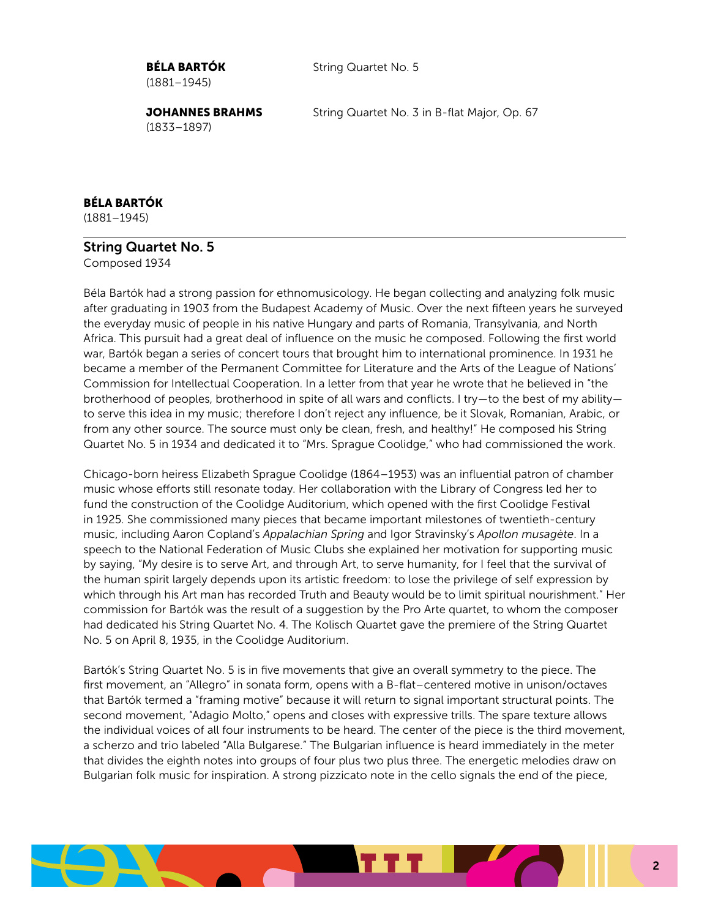**BÉLA BARTÓK** (1881–1945) — String Quartet No. 5

**JOHANNES BRAHMS** (1833–1897) — String Quartet No. 3 in B-flat Major, Op. 67

**BÉLA BARTÓK**
(1881–1945)

## String Quartet No. 5

Composed 1934

Béla Bartók had a strong passion for ethnomusicology. He began collecting and analyzing folk music after graduating in 1903 from the Budapest Academy of Music. Over the next fifteen years he surveyed the everyday music of people in his native Hungary and parts of Romania, Transylvania, and North Africa. This pursuit had a great deal of influence on the music he composed. Following the first world war, Bartók began a series of concert tours that brought him to international prominence. In 1931 he became a member of the Permanent Committee for Literature and the Arts of the League of Nations' Commission for Intellectual Cooperation. In a letter from that year he wrote that he believed in "the brotherhood of peoples, brotherhood in spite of all wars and conflicts. I try—to the best of my ability—to serve this idea in my music; therefore I don't reject any influence, be it Slovak, Romanian, Arabic, or from any other source. The source must only be clean, fresh, and healthy!" He composed his String Quartet No. 5 in 1934 and dedicated it to "Mrs. Sprague Coolidge," who had commissioned the work.

Chicago-born heiress Elizabeth Sprague Coolidge (1864–1953) was an influential patron of chamber music whose efforts still resonate today. Her collaboration with the Library of Congress led her to fund the construction of the Coolidge Auditorium, which opened with the first Coolidge Festival in 1925. She commissioned many pieces that became important milestones of twentieth-century music, including Aaron Copland's *Appalachian Spring* and Igor Stravinsky's *Apollon musagète*. In a speech to the National Federation of Music Clubs she explained her motivation for supporting music by saying, "My desire is to serve Art, and through Art, to serve humanity, for I feel that the survival of the human spirit largely depends upon its artistic freedom: to lose the privilege of self expression by which through his Art man has recorded Truth and Beauty would be to limit spiritual nourishment." Her commission for Bartók was the result of a suggestion by the Pro Arte quartet, to whom the composer had dedicated his String Quartet No. 4. The Kolisch Quartet gave the premiere of the String Quartet No. 5 on April 8, 1935, in the Coolidge Auditorium.

Bartók's String Quartet No. 5 is in five movements that give an overall symmetry to the piece. The first movement, an "Allegro" in sonata form, opens with a B-flat–centered motive in unison/octaves that Bartók termed a "framing motive" because it will return to signal important structural points. The second movement, "Adagio Molto," opens and closes with expressive trills. The spare texture allows the individual voices of all four instruments to be heard. The center of the piece is the third movement, a scherzo and trio labeled "Alla Bulgarese." The Bulgarian influence is heard immediately in the meter that divides the eighth notes into groups of four plus two plus three. The energetic melodies draw on Bulgarian folk music for inspiration. A strong pizzicato note in the cello signals the end of the piece,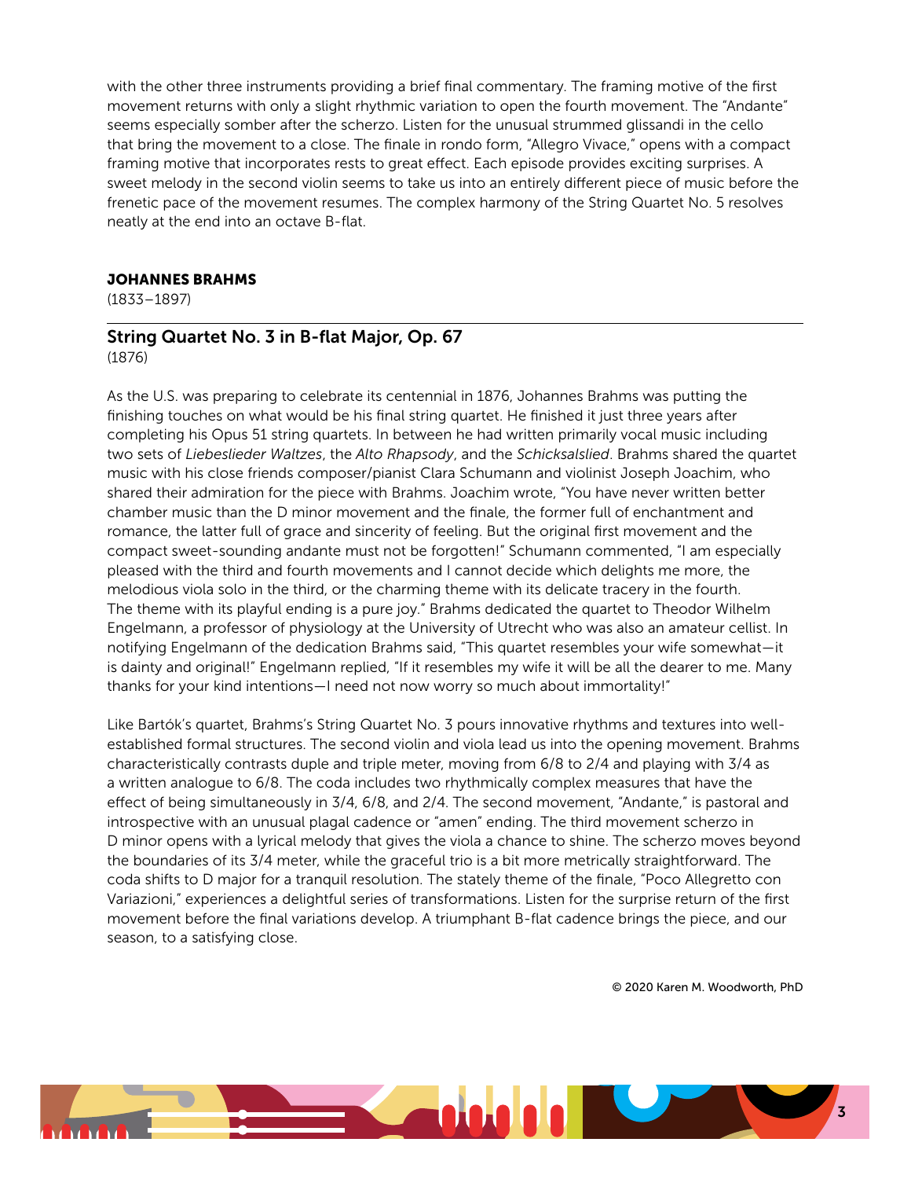with the other three instruments providing a brief final commentary. The framing motive of the first movement returns with only a slight rhythmic variation to open the fourth movement. The "Andante" seems especially somber after the scherzo. Listen for the unusual strummed glissandi in the cello that bring the movement to a close. The finale in rondo form, "Allegro Vivace," opens with a compact framing motive that incorporates rests to great effect. Each episode provides exciting surprises. A sweet melody in the second violin seems to take us into an entirely different piece of music before the frenetic pace of the movement resumes. The complex harmony of the String Quartet No. 5 resolves neatly at the end into an octave B-flat.

**JOHANNES BRAHMS**
(1833–1897)

## String Quartet No. 3 in B-flat Major, Op. 67
(1876)

As the U.S. was preparing to celebrate its centennial in 1876, Johannes Brahms was putting the finishing touches on what would be his final string quartet. He finished it just three years after completing his Opus 51 string quartets. In between he had written primarily vocal music including two sets of *Liebeslieder Waltzes*, the *Alto Rhapsody*, and the *Schicksalslied*. Brahms shared the quartet music with his close friends composer/pianist Clara Schumann and violinist Joseph Joachim, who shared their admiration for the piece with Brahms. Joachim wrote, "You have never written better chamber music than the D minor movement and the finale, the former full of enchantment and romance, the latter full of grace and sincerity of feeling. But the original first movement and the compact sweet-sounding andante must not be forgotten!" Schumann commented, "I am especially pleased with the third and fourth movements and I cannot decide which delights me more, the melodious viola solo in the third, or the charming theme with its delicate tracery in the fourth. The theme with its playful ending is a pure joy." Brahms dedicated the quartet to Theodor Wilhelm Engelmann, a professor of physiology at the University of Utrecht who was also an amateur cellist. In notifying Engelmann of the dedication Brahms said, "This quartet resembles your wife somewhat—it is dainty and original!" Engelmann replied, "If it resembles my wife it will be all the dearer to me. Many thanks for your kind intentions—I need not now worry so much about immortality!"

Like Bartók's quartet, Brahms's String Quartet No. 3 pours innovative rhythms and textures into well-established formal structures. The second violin and viola lead us into the opening movement. Brahms characteristically contrasts duple and triple meter, moving from 6/8 to 2/4 and playing with 3/4 as a written analogue to 6/8. The coda includes two rhythmically complex measures that have the effect of being simultaneously in 3/4, 6/8, and 2/4. The second movement, "Andante," is pastoral and introspective with an unusual plagal cadence or "amen" ending. The third movement scherzo in D minor opens with a lyrical melody that gives the viola a chance to shine. The scherzo moves beyond the boundaries of its 3/4 meter, while the graceful trio is a bit more metrically straightforward. The coda shifts to D major for a tranquil resolution. The stately theme of the finale, "Poco Allegretto con Variazioni," experiences a delightful series of transformations. Listen for the surprise return of the first movement before the final variations develop. A triumphant B-flat cadence brings the piece, and our season, to a satisfying close.

© 2020 Karen M. Woodworth, PhD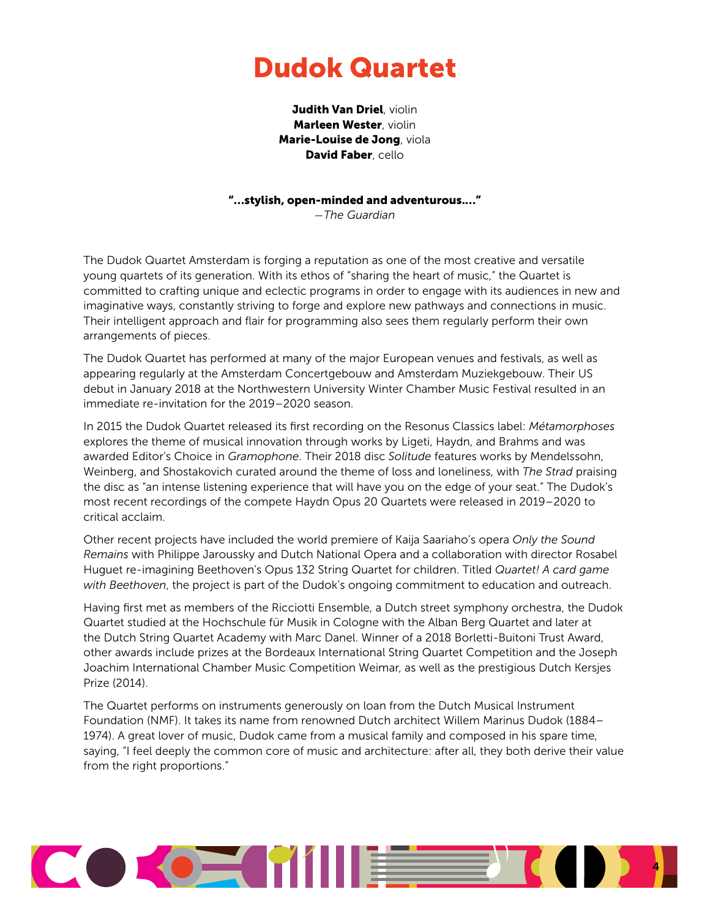# Dudok Quartet

**Judith Van Driel**, violin
**Marleen Wester**, violin
**Marie-Louise de Jong**, viola
**David Faber**, cello

**"...stylish, open-minded and adventurous...."**
*—The Guardian*

The Dudok Quartet Amsterdam is forging a reputation as one of the most creative and versatile young quartets of its generation. With its ethos of "sharing the heart of music," the Quartet is committed to crafting unique and eclectic programs in order to engage with its audiences in new and imaginative ways, constantly striving to forge and explore new pathways and connections in music. Their intelligent approach and flair for programming also sees them regularly perform their own arrangements of pieces.

The Dudok Quartet has performed at many of the major European venues and festivals, as well as appearing regularly at the Amsterdam Concertgebouw and Amsterdam Muziekgebouw. Their US debut in January 2018 at the Northwestern University Winter Chamber Music Festival resulted in an immediate re-invitation for the 2019–2020 season.

In 2015 the Dudok Quartet released its first recording on the Resonus Classics label: *Métamorphoses* explores the theme of musical innovation through works by Ligeti, Haydn, and Brahms and was awarded Editor's Choice in *Gramophone*. Their 2018 disc *Solitude* features works by Mendelssohn, Weinberg, and Shostakovich curated around the theme of loss and loneliness, with *The Strad* praising the disc as "an intense listening experience that will have you on the edge of your seat." The Dudok's most recent recordings of the compete Haydn Opus 20 Quartets were released in 2019–2020 to critical acclaim.

Other recent projects have included the world premiere of Kaija Saariaho's opera *Only the Sound Remains* with Philippe Jaroussky and Dutch National Opera and a collaboration with director Rosabel Huguet re-imagining Beethoven's Opus 132 String Quartet for children. Titled *Quartet! A card game with Beethoven*, the project is part of the Dudok's ongoing commitment to education and outreach.

Having first met as members of the Ricciotti Ensemble, a Dutch street symphony orchestra, the Dudok Quartet studied at the Hochschule für Musik in Cologne with the Alban Berg Quartet and later at the Dutch String Quartet Academy with Marc Danel. Winner of a 2018 Borletti-Buitoni Trust Award, other awards include prizes at the Bordeaux International String Quartet Competition and the Joseph Joachim International Chamber Music Competition Weimar, as well as the prestigious Dutch Kersjes Prize (2014).

The Quartet performs on instruments generously on loan from the Dutch Musical Instrument Foundation (NMF). It takes its name from renowned Dutch architect Willem Marinus Dudok (1884–1974). A great lover of music, Dudok came from a musical family and composed in his spare time, saying, "I feel deeply the common core of music and architecture: after all, they both derive their value from the right proportions."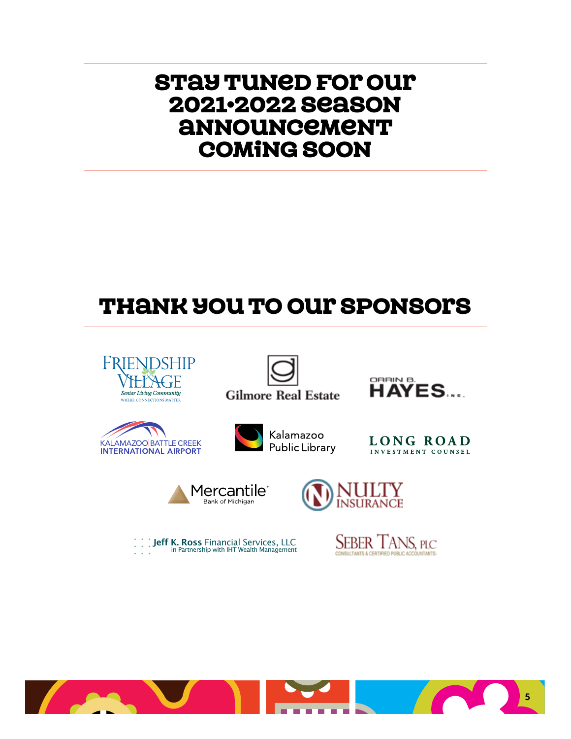# Stay Tuned for our 2021•2022 Season Announcement Coming Soon

# Thank You to Our Sponsors

Friendship Village
*Senior Living Community*
WHERE CONNECTIONS MATTER

Gilmore Real Estate

Orrin B. Hayes Inc.

Kalamazoo | Battle Creek International Airport

Kalamazoo Public Library

Long Road Investment Counsel

Mercantile Bank of Michigan

Nulty Insurance

Jeff K. Ross Financial Services, LLC in Partnership with IHT Wealth Management

Seber Tans, PLC Consultants & Certified Public Accountants